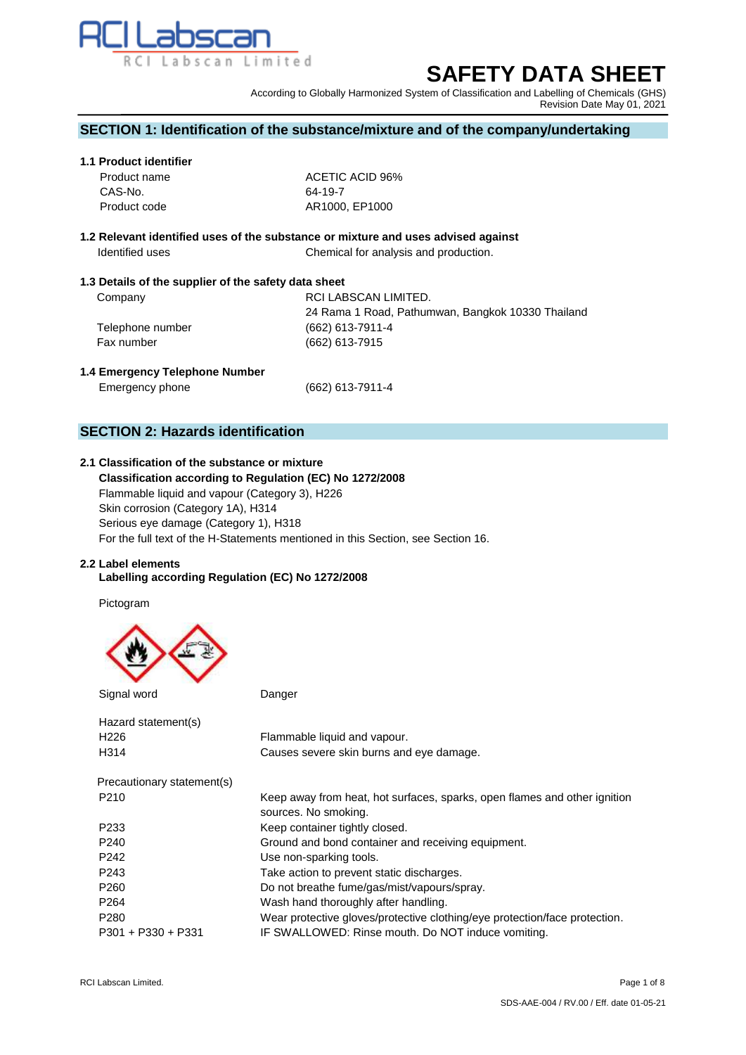RCI Labscan
RCI Labscan Limited

# SAFETY DATA SHEET

According to Globally Harmonized System of Classification and Labelling of Chemicals (GHS)
Revision Date May 01, 2021

## SECTION 1: Identification of the substance/mixture and of the company/undertaking

### 1.1 Product identifier

| | |
|---|---|
| Product name | ACETIC ACID 96% |
| CAS-No. | 64-19-7 |
| Product code | AR1000, EP1000 |

### 1.2 Relevant identified uses of the substance or mixture and uses advised against

| | |
|---|---|
| Identified uses | Chemical for analysis and production. |

### 1.3 Details of the supplier of the safety data sheet

| | |
|---|---|
| Company | RCI LABSCAN LIMITED.<br>24 Rama 1 Road, Pathumwan, Bangkok 10330 Thailand |
| Telephone number | (662) 613-7911-4 |
| Fax number | (662) 613-7915 |

### 1.4 Emergency Telephone Number

| | |
|---|---|
| Emergency phone | (662) 613-7911-4 |

## SECTION 2: Hazards identification

### 2.1 Classification of the substance or mixture

**Classification according to Regulation (EC) No 1272/2008**

Flammable liquid and vapour (Category 3), H226
Skin corrosion (Category 1A), H314
Serious eye damage (Category 1), H318
For the full text of the H-Statements mentioned in this Section, see Section 16.

### 2.2 Label elements

**Labelling according Regulation (EC) No 1272/2008**

Pictogram

Signal word: Danger

Hazard statement(s)

| | |
|---|---|
| H226 | Flammable liquid and vapour. |
| H314 | Causes severe skin burns and eye damage. |

Precautionary statement(s)

| | |
|---|---|
| P210 | Keep away from heat, hot surfaces, sparks, open flames and other ignition sources. No smoking. |
| P233 | Keep container tightly closed. |
| P240 | Ground and bond container and receiving equipment. |
| P242 | Use non-sparking tools. |
| P243 | Take action to prevent static discharges. |
| P260 | Do not breathe fume/gas/mist/vapours/spray. |
| P264 | Wash hand thoroughly after handling. |
| P280 | Wear protective gloves/protective clothing/eye protection/face protection. |
| P301 + P330 + P331 | IF SWALLOWED: Rinse mouth. Do NOT induce vomiting. |

RCI Labscan Limited.

SDS-AAE-004 / RV.00 / Eff. date 01-05-21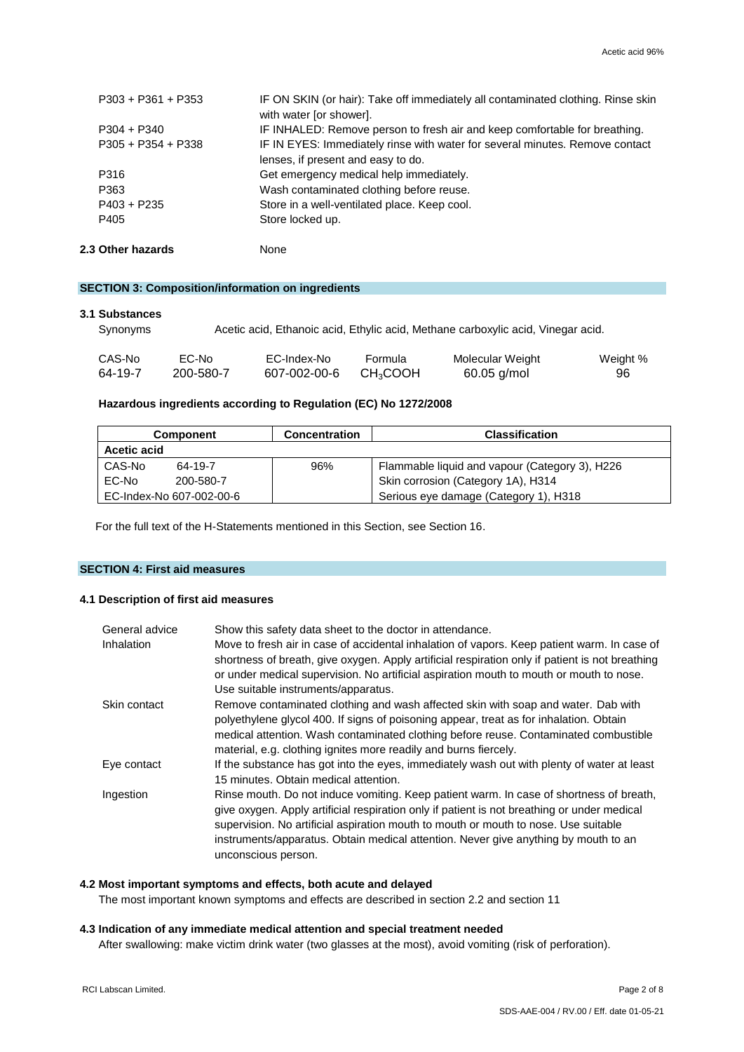| | |
|---|---|
| P303 + P361 + P353 | IF ON SKIN (or hair): Take off immediately all contaminated clothing. Rinse skin with water [or shower]. |
| P304 + P340 | IF INHALED: Remove person to fresh air and keep comfortable for breathing. |
| P305 + P354 + P338 | IF IN EYES: Immediately rinse with water for several minutes. Remove contact lenses, if present and easy to do. |
| P316 | Get emergency medical help immediately. |
| P363 | Wash contaminated clothing before reuse. |
| P403 + P235 | Store in a well-ventilated place. Keep cool. |
| P405 | Store locked up. |

**2.3 Other hazards** None

## SECTION 3: Composition/information on ingredients

### 3.1 Substances

Synonyms: Acetic acid, Ethanoic acid, Ethylic acid, Methane carboxylic acid, Vinegar acid.

| CAS-No | EC-No | EC-Index-No | Formula | Molecular Weight | Weight % |
|---|---|---|---|---|---|
| 64-19-7 | 200-580-7 | 607-002-00-6 | $CH_3COOH$ | 60.05 g/mol | 96 |

**Hazardous ingredients according to Regulation (EC) No 1272/2008**

| Component | Concentration | Classification |
|---|---|---|
| **Acetic acid** | | |
| CAS-No 64-19-7 | 96% | Flammable liquid and vapour (Category 3), H226 |
| EC-No 200-580-7 | | Skin corrosion (Category 1A), H314 |
| EC-Index-No 607-002-00-6 | | Serious eye damage (Category 1), H318 |

For the full text of the H-Statements mentioned in this Section, see Section 16.

## SECTION 4: First aid measures

### 4.1 Description of first aid measures

| | |
|---|---|
| General advice | Show this safety data sheet to the doctor in attendance. |
| Inhalation | Move to fresh air in case of accidental inhalation of vapors. Keep patient warm. In case of shortness of breath, give oxygen. Apply artificial respiration only if patient is not breathing or under medical supervision. No artificial aspiration mouth to mouth or mouth to nose. Use suitable instruments/apparatus. |
| Skin contact | Remove contaminated clothing and wash affected skin with soap and water. Dab with polyethylene glycol 400. If signs of poisoning appear, treat as for inhalation. Obtain medical attention. Wash contaminated clothing before reuse. Contaminated combustible material, e.g. clothing ignites more readily and burns fiercely. |
| Eye contact | If the substance has got into the eyes, immediately wash out with plenty of water at least 15 minutes. Obtain medical attention. |
| Ingestion | Rinse mouth. Do not induce vomiting. Keep patient warm. In case of shortness of breath, give oxygen. Apply artificial respiration only if patient is not breathing or under medical supervision. No artificial aspiration mouth to mouth or mouth to nose. Use suitable instruments/apparatus. Obtain medical attention. Never give anything by mouth to an unconscious person. |

### 4.2 Most important symptoms and effects, both acute and delayed

The most important known symptoms and effects are described in section 2.2 and section 11

### 4.3 Indication of any immediate medical attention and special treatment needed

After swallowing: make victim drink water (two glasses at the most), avoid vomiting (risk of perforation).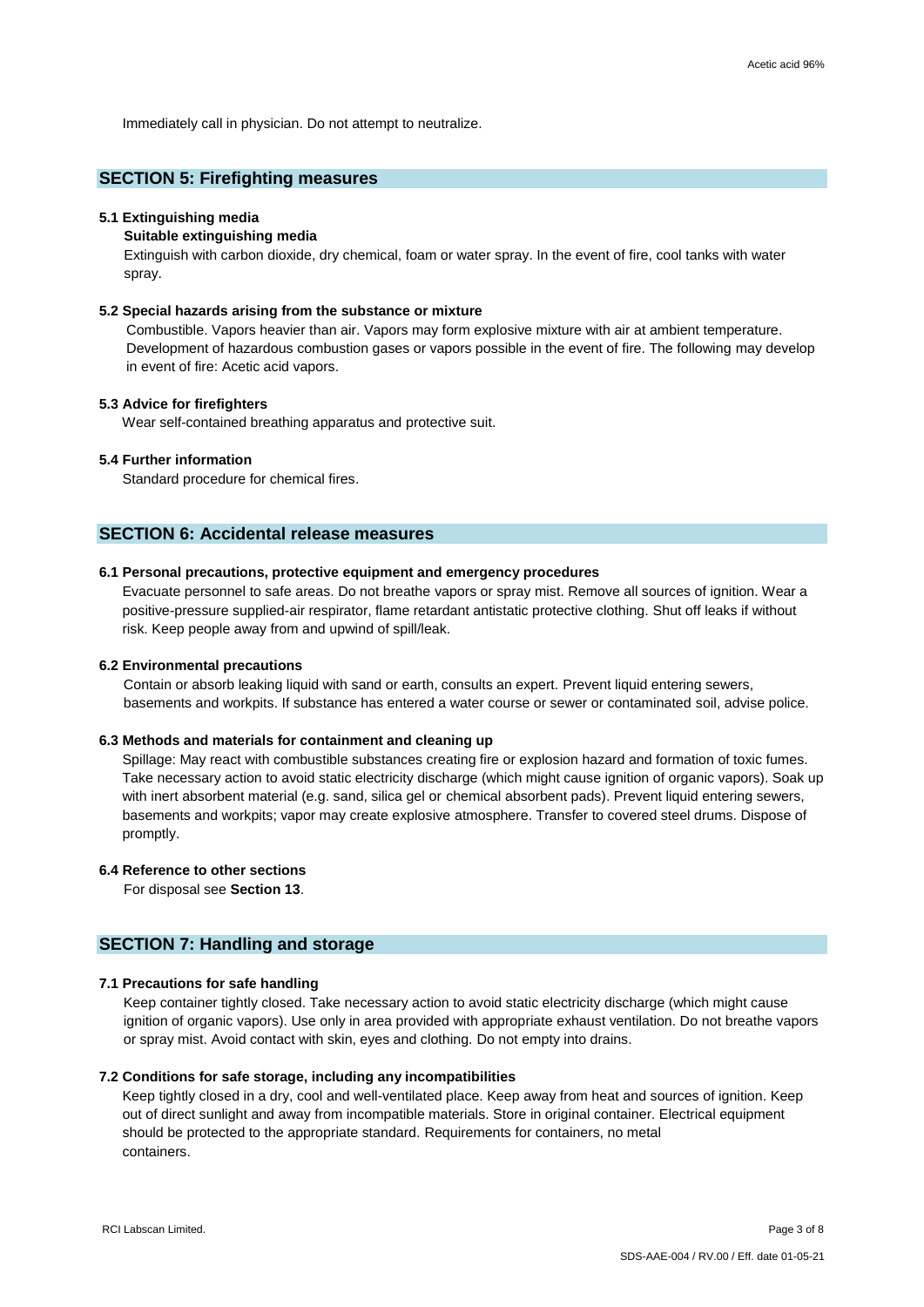Immediately call in physician. Do not attempt to neutralize.

## SECTION 5: Firefighting measures

### 5.1 Extinguishing media

**Suitable extinguishing media**

Extinguish with carbon dioxide, dry chemical, foam or water spray. In the event of fire, cool tanks with water spray.

### 5.2 Special hazards arising from the substance or mixture

Combustible. Vapors heavier than air. Vapors may form explosive mixture with air at ambient temperature. Development of hazardous combustion gases or vapors possible in the event of fire. The following may develop in event of fire: Acetic acid vapors.

### 5.3 Advice for firefighters

Wear self-contained breathing apparatus and protective suit.

### 5.4 Further information

Standard procedure for chemical fires.

## SECTION 6: Accidental release measures

### 6.1 Personal precautions, protective equipment and emergency procedures

Evacuate personnel to safe areas. Do not breathe vapors or spray mist. Remove all sources of ignition. Wear a positive-pressure supplied-air respirator, flame retardant antistatic protective clothing. Shut off leaks if without risk. Keep people away from and upwind of spill/leak.

### 6.2 Environmental precautions

Contain or absorb leaking liquid with sand or earth, consults an expert. Prevent liquid entering sewers, basements and workpits. If substance has entered a water course or sewer or contaminated soil, advise police.

### 6.3 Methods and materials for containment and cleaning up

Spillage: May react with combustible substances creating fire or explosion hazard and formation of toxic fumes. Take necessary action to avoid static electricity discharge (which might cause ignition of organic vapors). Soak up with inert absorbent material (e.g. sand, silica gel or chemical absorbent pads). Prevent liquid entering sewers, basements and workpits; vapor may create explosive atmosphere. Transfer to covered steel drums. Dispose of promptly.

### 6.4 Reference to other sections

For disposal see **Section 13**.

## SECTION 7: Handling and storage

### 7.1 Precautions for safe handling

Keep container tightly closed. Take necessary action to avoid static electricity discharge (which might cause ignition of organic vapors). Use only in area provided with appropriate exhaust ventilation. Do not breathe vapors or spray mist. Avoid contact with skin, eyes and clothing. Do not empty into drains.

### 7.2 Conditions for safe storage, including any incompatibilities

Keep tightly closed in a dry, cool and well-ventilated place. Keep away from heat and sources of ignition. Keep out of direct sunlight and away from incompatible materials. Store in original container. Electrical equipment should be protected to the appropriate standard. Requirements for containers, no metal containers.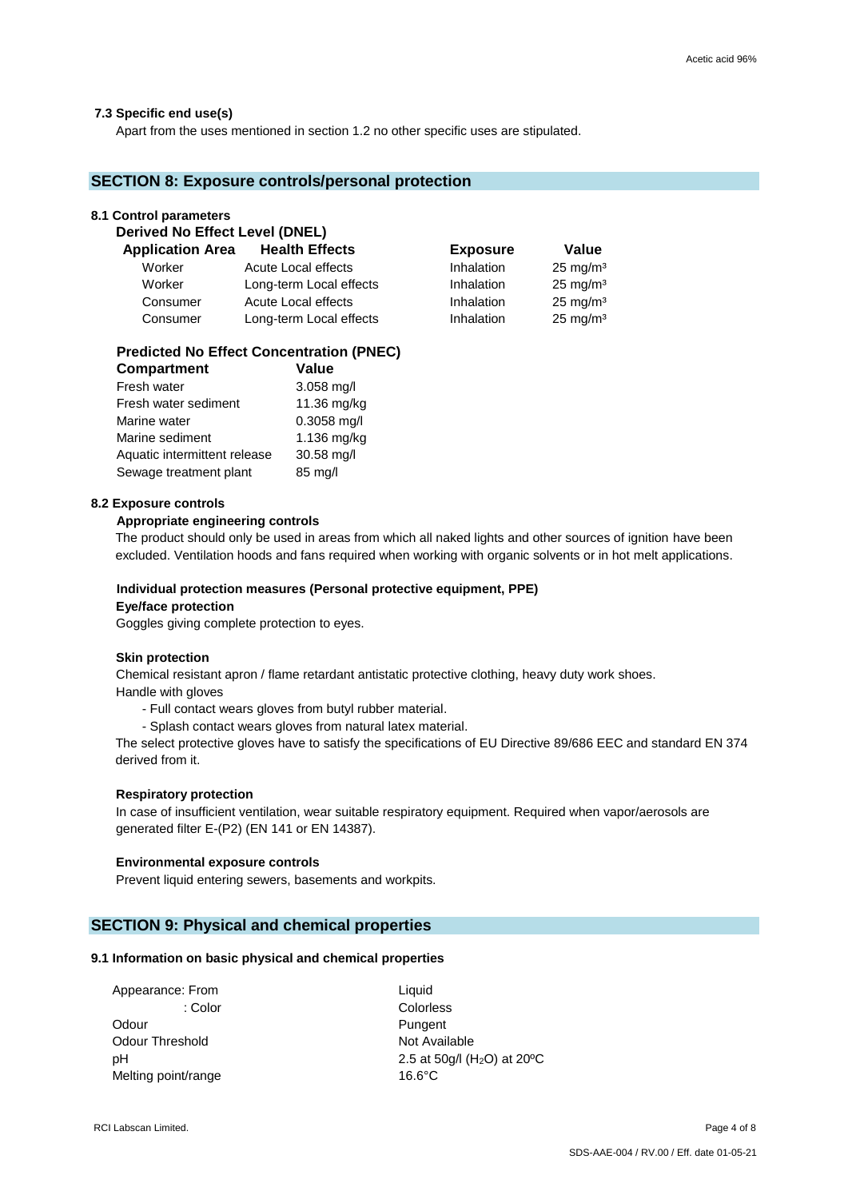### 7.3 Specific end use(s)

Apart from the uses mentioned in section 1.2 no other specific uses are stipulated.

## SECTION 8: Exposure controls/personal protection

### 8.1 Control parameters

**Derived No Effect Level (DNEL)**

| Application Area | Health Effects | Exposure | Value |
|---|---|---|---|
| Worker | Acute Local effects | Inhalation | 25 mg/m³ |
| Worker | Long-term Local effects | Inhalation | 25 mg/m³ |
| Consumer | Acute Local effects | Inhalation | 25 mg/m³ |
| Consumer | Long-term Local effects | Inhalation | 25 mg/m³ |

**Predicted No Effect Concentration (PNEC)**

| Compartment | Value |
|---|---|
| Fresh water | 3.058 mg/l |
| Fresh water sediment | 11.36 mg/kg |
| Marine water | 0.3058 mg/l |
| Marine sediment | 1.136 mg/kg |
| Aquatic intermittent release | 30.58 mg/l |
| Sewage treatment plant | 85 mg/l |

### 8.2 Exposure controls

**Appropriate engineering controls**

The product should only be used in areas from which all naked lights and other sources of ignition have been excluded. Ventilation hoods and fans required when working with organic solvents or in hot melt applications.

**Individual protection measures (Personal protective equipment, PPE)**

**Eye/face protection**

Goggles giving complete protection to eyes.

**Skin protection**

Chemical resistant apron / flame retardant antistatic protective clothing, heavy duty work shoes.
Handle with gloves

- Full contact wears gloves from butyl rubber material.
- Splash contact wears gloves from natural latex material.

The select protective gloves have to satisfy the specifications of EU Directive 89/686 EEC and standard EN 374 derived from it.

**Respiratory protection**

In case of insufficient ventilation, wear suitable respiratory equipment. Required when vapor/aerosols are generated filter E-(P2) (EN 141 or EN 14387).

**Environmental exposure controls**

Prevent liquid entering sewers, basements and workpits.

## SECTION 9: Physical and chemical properties

### 9.1 Information on basic physical and chemical properties

| | |
|---|---|
| Appearance: From | Liquid |
| : Color | Colorless |
| Odour | Pungent |
| Odour Threshold | Not Available |
| pH | 2.5 at 50g/l ($H_2O$) at 20ºC |
| Melting point/range | 16.6°C |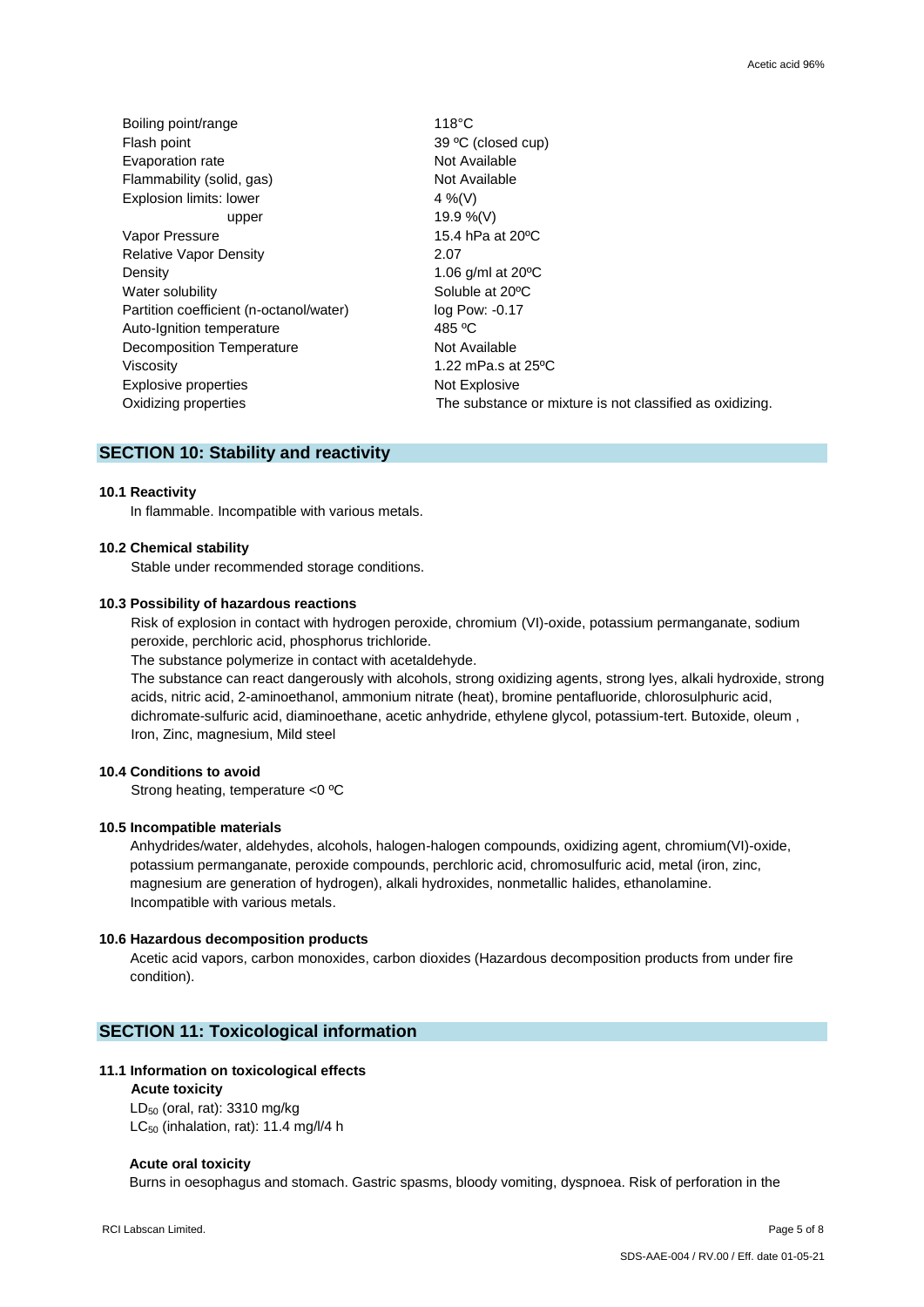| | |
|---|---|
| Boiling point/range | 118°C |
| Flash point | 39 ºC (closed cup) |
| Evaporation rate | Not Available |
| Flammability (solid, gas) | Not Available |
| Explosion limits: lower | 4 %(V) |
| upper | 19.9 %(V) |
| Vapor Pressure | 15.4 hPa at 20ºC |
| Relative Vapor Density | 2.07 |
| Density | 1.06 g/ml at 20ºC |
| Water solubility | Soluble at 20ºC |
| Partition coefficient (n-octanol/water) | log Pow: -0.17 |
| Auto-Ignition temperature | 485 ºC |
| Decomposition Temperature | Not Available |
| Viscosity | 1.22 mPa.s at 25ºC |
| Explosive properties | Not Explosive |
| Oxidizing properties | The substance or mixture is not classified as oxidizing. |

## SECTION 10: Stability and reactivity

**10.1 Reactivity**

In flammable. Incompatible with various metals.

**10.2 Chemical stability**

Stable under recommended storage conditions.

**10.3 Possibility of hazardous reactions**

Risk of explosion in contact with hydrogen peroxide, chromium (VI)-oxide, potassium permanganate, sodium peroxide, perchloric acid, phosphorus trichloride.

The substance polymerize in contact with acetaldehyde.

The substance can react dangerously with alcohols, strong oxidizing agents, strong lyes, alkali hydroxide, strong acids, nitric acid, 2-aminoethanol, ammonium nitrate (heat), bromine pentafluoride, chlorosulphuric acid, dichromate-sulfuric acid, diaminoethane, acetic anhydride, ethylene glycol, potassium-tert. Butoxide, oleum , Iron, Zinc, magnesium, Mild steel

**10.4 Conditions to avoid**

Strong heating, temperature <0 ºC

**10.5 Incompatible materials**

Anhydrides/water, aldehydes, alcohols, halogen-halogen compounds, oxidizing agent, chromium(VI)-oxide, potassium permanganate, peroxide compounds, perchloric acid, chromosulfuric acid, metal (iron, zinc, magnesium are generation of hydrogen), alkali hydroxides, nonmetallic halides, ethanolamine.
Incompatible with various metals.

**10.6 Hazardous decomposition products**

Acetic acid vapors, carbon monoxides, carbon dioxides (Hazardous decomposition products from under fire condition).

## SECTION 11: Toxicological information

**11.1 Information on toxicological effects**

**Acute toxicity**

$LD_{50}$ (oral, rat): 3310 mg/kg
$LC_{50}$ (inhalation, rat): 11.4 mg/l/4 h

**Acute oral toxicity**

Burns in oesophagus and stomach. Gastric spasms, bloody vomiting, dyspnoea. Risk of perforation in the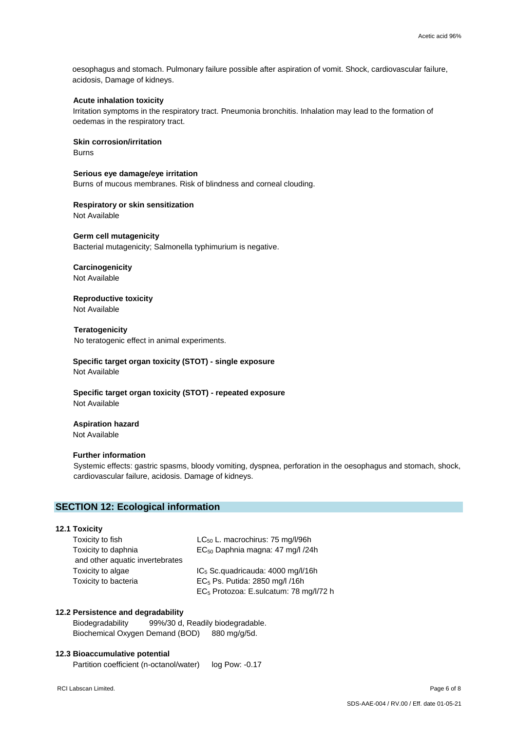oesophagus and stomach. Pulmonary failure possible after aspiration of vomit. Shock, cardiovascular failure, acidosis, Damage of kidneys.

**Acute inhalation toxicity**

Irritation symptoms in the respiratory tract. Pneumonia bronchitis. Inhalation may lead to the formation of oedemas in the respiratory tract.

**Skin corrosion/irritation**

Burns

**Serious eye damage/eye irritation**

Burns of mucous membranes. Risk of blindness and corneal clouding.

**Respiratory or skin sensitization**

Not Available

**Germ cell mutagenicity**

Bacterial mutagenicity; Salmonella typhimurium is negative.

**Carcinogenicity**

Not Available

**Reproductive toxicity**

Not Available

**Teratogenicity**

No teratogenic effect in animal experiments.

**Specific target organ toxicity (STOT) - single exposure**

Not Available

**Specific target organ toxicity (STOT) - repeated exposure**

Not Available

**Aspiration hazard**

Not Available

**Further information**

Systemic effects: gastric spasms, bloody vomiting, dyspnea, perforation in the oesophagus and stomach, shock, cardiovascular failure, acidosis. Damage of kidneys.

## SECTION 12: Ecological information

### 12.1 Toxicity

| | |
|---|---|
| Toxicity to fish | $LC_{50}$ L. macrochirus: 75 mg/l/96h |
| Toxicity to daphnia and other aquatic invertebrates | $EC_{50}$ Daphnia magna: 47 mg/l /24h |
| Toxicity to algae | $IC_5$ Sc.quadricauda: 4000 mg/l/16h |
| Toxicity to bacteria | $EC_5$ Ps. Putida: 2850 mg/l /16h |
| | $EC_5$ Protozoa: E.sulcatum: 78 mg/l/72 h |

### 12.2 Persistence and degradability

Biodegradability 99%/30 d, Readily biodegradable.

Biochemical Oxygen Demand (BOD) 880 mg/g/5d.

### 12.3 Bioaccumulative potential

Partition coefficient (n-octanol/water) log Pow: -0.17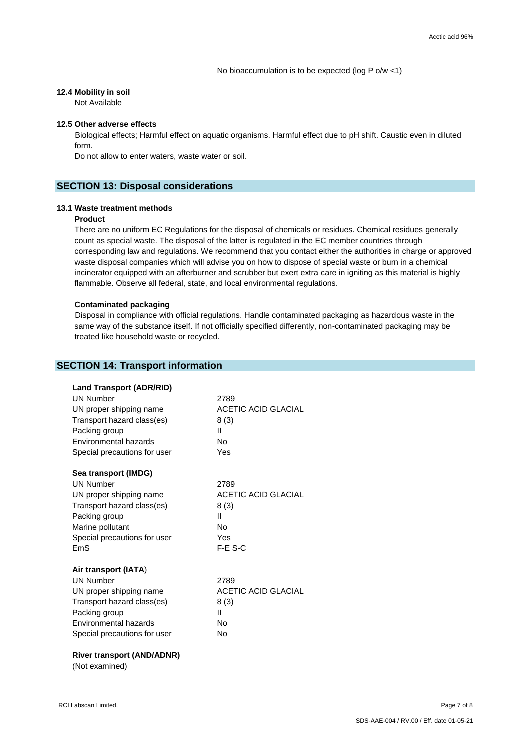No bioaccumulation is to be expected (log P o/w <1)

### 12.4 Mobility in soil

Not Available

### 12.5 Other adverse effects

Biological effects; Harmful effect on aquatic organisms. Harmful effect due to pH shift. Caustic even in diluted form.

Do not allow to enter waters, waste water or soil.

## SECTION 13: Disposal considerations

### 13.1 Waste treatment methods

**Product**

There are no uniform EC Regulations for the disposal of chemicals or residues. Chemical residues generally count as special waste. The disposal of the latter is regulated in the EC member countries through corresponding law and regulations. We recommend that you contact either the authorities in charge or approved waste disposal companies which will advise you on how to dispose of special waste or burn in a chemical incinerator equipped with an afterburner and scrubber but exert extra care in igniting as this material is highly flammable. Observe all federal, state, and local environmental regulations.

**Contaminated packaging**

Disposal in compliance with official regulations. Handle contaminated packaging as hazardous waste in the same way of the substance itself. If not officially specified differently, non-contaminated packaging may be treated like household waste or recycled.

## SECTION 14: Transport information

**Land Transport (ADR/RID)**

| | |
|---|---|
| UN Number | 2789 |
| UN proper shipping name | ACETIC ACID GLACIAL |
| Transport hazard class(es) | 8 (3) |
| Packing group | II |
| Environmental hazards | No |
| Special precautions for user | Yes |

**Sea transport (IMDG)**

| | |
|---|---|
| UN Number | 2789 |
| UN proper shipping name | ACETIC ACID GLACIAL |
| Transport hazard class(es) | 8 (3) |
| Packing group | II |
| Marine pollutant | No |
| Special precautions for user | Yes |
| EmS | F-E S-C |

**Air transport (IATA)**

| | |
|---|---|
| UN Number | 2789 |
| UN proper shipping name | ACETIC ACID GLACIAL |
| Transport hazard class(es) | 8 (3) |
| Packing group | II |
| Environmental hazards | No |
| Special precautions for user | No |

**River transport (AND/ADNR)**

(Not examined)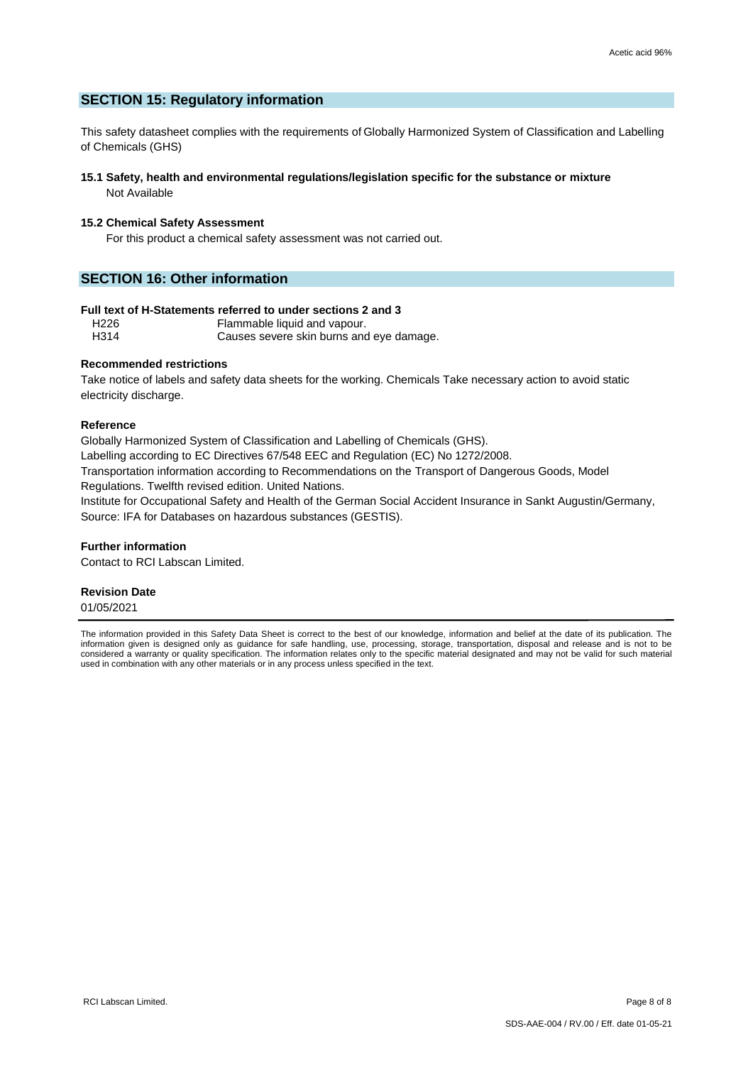## SECTION 15: Regulatory information

This safety datasheet complies with the requirements of Globally Harmonized System of Classification and Labelling of Chemicals (GHS)

**15.1 Safety, health and environmental regulations/legislation specific for the substance or mixture**

Not Available

**15.2 Chemical Safety Assessment**

For this product a chemical safety assessment was not carried out.

## SECTION 16: Other information

**Full text of H-Statements referred to under sections 2 and 3**

| | |
|---|---|
| H226 | Flammable liquid and vapour. |
| H314 | Causes severe skin burns and eye damage. |

**Recommended restrictions**

Take notice of labels and safety data sheets for the working. Chemicals Take necessary action to avoid static electricity discharge.

**Reference**

Globally Harmonized System of Classification and Labelling of Chemicals (GHS).
Labelling according to EC Directives 67/548 EEC and Regulation (EC) No 1272/2008.
Transportation information according to Recommendations on the Transport of Dangerous Goods, Model Regulations. Twelfth revised edition. United Nations.
Institute for Occupational Safety and Health of the German Social Accident Insurance in Sankt Augustin/Germany, Source: IFA for Databases on hazardous substances (GESTIS).

**Further information**

Contact to RCI Labscan Limited.

**Revision Date**

01/05/2021

The information provided in this Safety Data Sheet is correct to the best of our knowledge, information and belief at the date of its publication. The information given is designed only as guidance for safe handling, use, processing, storage, transportation, disposal and release and is not to be considered a warranty or quality specification. The information relates only to the specific material designated and may not be valid for such material used in combination with any other materials or in any process unless specified in the text.